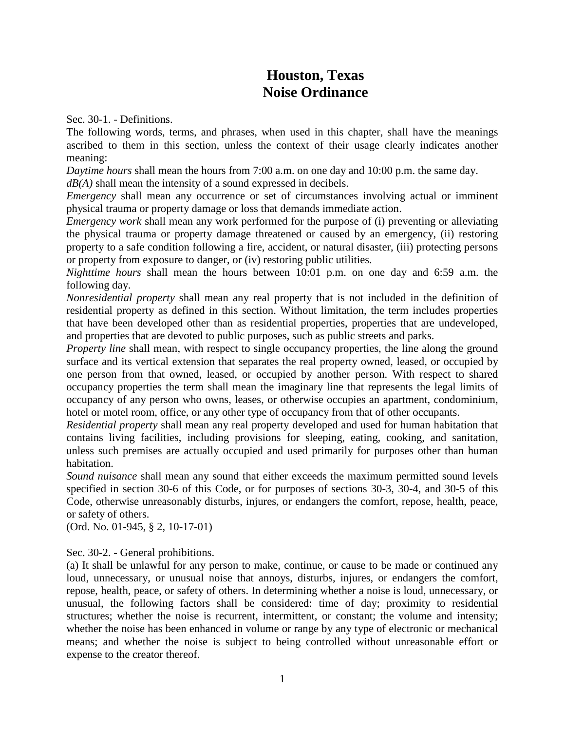# Houston, Texas
# Noise Ordinance

Sec. 30-1. - Definitions.

The following words, terms, and phrases, when used in this chapter, shall have the meanings ascribed to them in this section, unless the context of their usage clearly indicates another meaning:

*Daytime hours* shall mean the hours from 7:00 a.m. on one day and 10:00 p.m. the same day.

*dB(A)* shall mean the intensity of a sound expressed in decibels.

*Emergency* shall mean any occurrence or set of circumstances involving actual or imminent physical trauma or property damage or loss that demands immediate action.

*Emergency work* shall mean any work performed for the purpose of (i) preventing or alleviating the physical trauma or property damage threatened or caused by an emergency, (ii) restoring property to a safe condition following a fire, accident, or natural disaster, (iii) protecting persons or property from exposure to danger, or (iv) restoring public utilities.

*Nighttime hours* shall mean the hours between 10:01 p.m. on one day and 6:59 a.m. the following day.

*Nonresidential property* shall mean any real property that is not included in the definition of residential property as defined in this section. Without limitation, the term includes properties that have been developed other than as residential properties, properties that are undeveloped, and properties that are devoted to public purposes, such as public streets and parks.

*Property line* shall mean, with respect to single occupancy properties, the line along the ground surface and its vertical extension that separates the real property owned, leased, or occupied by one person from that owned, leased, or occupied by another person. With respect to shared occupancy properties the term shall mean the imaginary line that represents the legal limits of occupancy of any person who owns, leases, or otherwise occupies an apartment, condominium, hotel or motel room, office, or any other type of occupancy from that of other occupants.

*Residential property* shall mean any real property developed and used for human habitation that contains living facilities, including provisions for sleeping, eating, cooking, and sanitation, unless such premises are actually occupied and used primarily for purposes other than human habitation.

*Sound nuisance* shall mean any sound that either exceeds the maximum permitted sound levels specified in section 30-6 of this Code, or for purposes of sections 30-3, 30-4, and 30-5 of this Code, otherwise unreasonably disturbs, injures, or endangers the comfort, repose, health, peace, or safety of others.

(Ord. No. 01-945, § 2, 10-17-01)

Sec. 30-2. - General prohibitions.

(a) It shall be unlawful for any person to make, continue, or cause to be made or continued any loud, unnecessary, or unusual noise that annoys, disturbs, injures, or endangers the comfort, repose, health, peace, or safety of others. In determining whether a noise is loud, unnecessary, or unusual, the following factors shall be considered: time of day; proximity to residential structures; whether the noise is recurrent, intermittent, or constant; the volume and intensity; whether the noise has been enhanced in volume or range by any type of electronic or mechanical means; and whether the noise is subject to being controlled without unreasonable effort or expense to the creator thereof.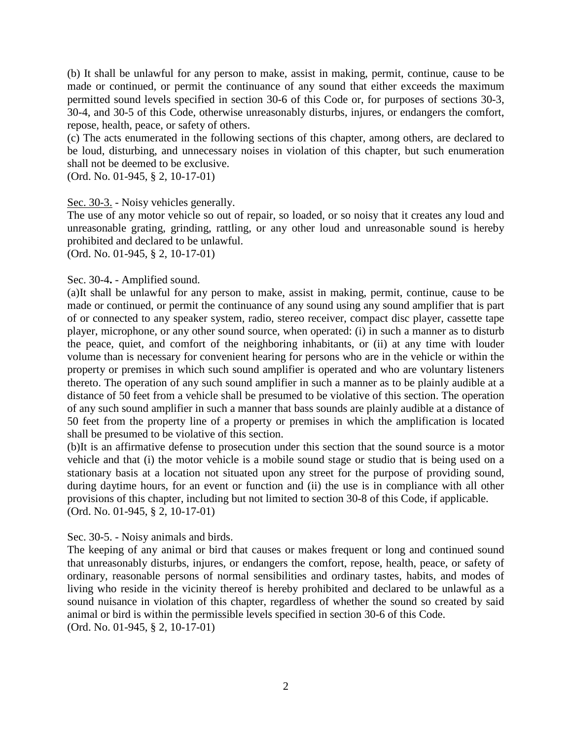(b) It shall be unlawful for any person to make, assist in making, permit, continue, cause to be made or continued, or permit the continuance of any sound that either exceeds the maximum permitted sound levels specified in section 30-6 of this Code or, for purposes of sections 30-3, 30-4, and 30-5 of this Code, otherwise unreasonably disturbs, injures, or endangers the comfort, repose, health, peace, or safety of others.

(c) The acts enumerated in the following sections of this chapter, among others, are declared to be loud, disturbing, and unnecessary noises in violation of this chapter, but such enumeration shall not be deemed to be exclusive.

(Ord. No. 01-945, § 2, 10-17-01)

Sec. 30-3. - Noisy vehicles generally.

The use of any motor vehicle so out of repair, so loaded, or so noisy that it creates any loud and unreasonable grating, grinding, rattling, or any other loud and unreasonable sound is hereby prohibited and declared to be unlawful.

(Ord. No. 01-945, § 2, 10-17-01)

Sec. 30-4**.** - Amplified sound.

(a)It shall be unlawful for any person to make, assist in making, permit, continue, cause to be made or continued, or permit the continuance of any sound using any sound amplifier that is part of or connected to any speaker system, radio, stereo receiver, compact disc player, cassette tape player, microphone, or any other sound source, when operated: (i) in such a manner as to disturb the peace, quiet, and comfort of the neighboring inhabitants, or (ii) at any time with louder volume than is necessary for convenient hearing for persons who are in the vehicle or within the property or premises in which such sound amplifier is operated and who are voluntary listeners thereto. The operation of any such sound amplifier in such a manner as to be plainly audible at a distance of 50 feet from a vehicle shall be presumed to be violative of this section. The operation of any such sound amplifier in such a manner that bass sounds are plainly audible at a distance of 50 feet from the property line of a property or premises in which the amplification is located shall be presumed to be violative of this section.

(b)It is an affirmative defense to prosecution under this section that the sound source is a motor vehicle and that (i) the motor vehicle is a mobile sound stage or studio that is being used on a stationary basis at a location not situated upon any street for the purpose of providing sound, during daytime hours, for an event or function and (ii) the use is in compliance with all other provisions of this chapter, including but not limited to section 30-8 of this Code, if applicable.

(Ord. No. 01-945, § 2, 10-17-01)

Sec. 30-5. - Noisy animals and birds.

The keeping of any animal or bird that causes or makes frequent or long and continued sound that unreasonably disturbs, injures, or endangers the comfort, repose, health, peace, or safety of ordinary, reasonable persons of normal sensibilities and ordinary tastes, habits, and modes of living who reside in the vicinity thereof is hereby prohibited and declared to be unlawful as a sound nuisance in violation of this chapter, regardless of whether the sound so created by said animal or bird is within the permissible levels specified in section 30-6 of this Code.

(Ord. No. 01-945, § 2, 10-17-01)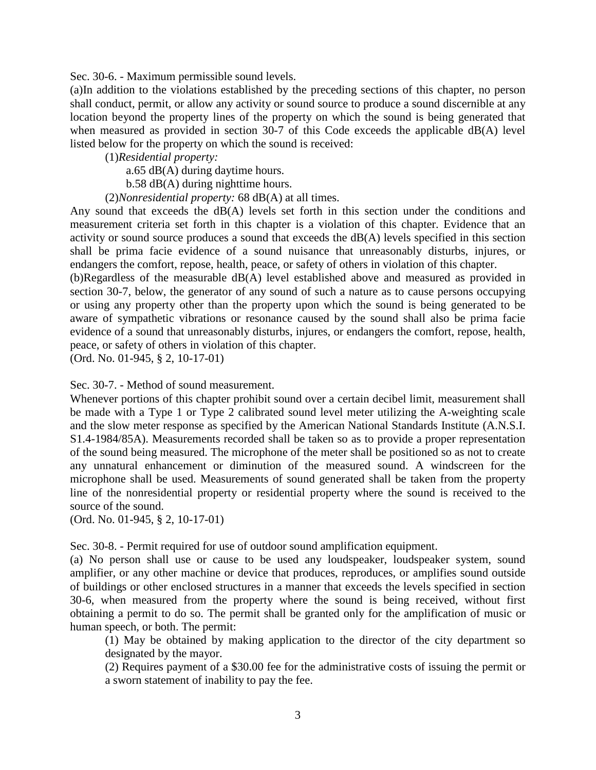Sec. 30-6. - Maximum permissible sound levels.

(a)In addition to the violations established by the preceding sections of this chapter, no person shall conduct, permit, or allow any activity or sound source to produce a sound discernible at any location beyond the property lines of the property on which the sound is being generated that when measured as provided in section 30-7 of this Code exceeds the applicable dB(A) level listed below for the property on which the sound is received:

(1)*Residential property:*

a.65 dB(A) during daytime hours.

b.58 dB(A) during nighttime hours.

(2)*Nonresidential property:* 68 dB(A) at all times.

Any sound that exceeds the dB(A) levels set forth in this section under the conditions and measurement criteria set forth in this chapter is a violation of this chapter. Evidence that an activity or sound source produces a sound that exceeds the dB(A) levels specified in this section shall be prima facie evidence of a sound nuisance that unreasonably disturbs, injures, or endangers the comfort, repose, health, peace, or safety of others in violation of this chapter.

(b)Regardless of the measurable dB(A) level established above and measured as provided in section 30-7, below, the generator of any sound of such a nature as to cause persons occupying or using any property other than the property upon which the sound is being generated to be aware of sympathetic vibrations or resonance caused by the sound shall also be prima facie evidence of a sound that unreasonably disturbs, injures, or endangers the comfort, repose, health, peace, or safety of others in violation of this chapter.

(Ord. No. 01-945, § 2, 10-17-01)

Sec. 30-7. - Method of sound measurement.

Whenever portions of this chapter prohibit sound over a certain decibel limit, measurement shall be made with a Type 1 or Type 2 calibrated sound level meter utilizing the A-weighting scale and the slow meter response as specified by the American National Standards Institute (A.N.S.I. S1.4-1984/85A). Measurements recorded shall be taken so as to provide a proper representation of the sound being measured. The microphone of the meter shall be positioned so as not to create any unnatural enhancement or diminution of the measured sound. A windscreen for the microphone shall be used. Measurements of sound generated shall be taken from the property line of the nonresidential property or residential property where the sound is received to the source of the sound.

(Ord. No. 01-945, § 2, 10-17-01)

Sec. 30-8. - Permit required for use of outdoor sound amplification equipment.

(a) No person shall use or cause to be used any loudspeaker, loudspeaker system, sound amplifier, or any other machine or device that produces, reproduces, or amplifies sound outside of buildings or other enclosed structures in a manner that exceeds the levels specified in section 30-6, when measured from the property where the sound is being received, without first obtaining a permit to do so. The permit shall be granted only for the amplification of music or human speech, or both. The permit:

(1) May be obtained by making application to the director of the city department so designated by the mayor.

(2) Requires payment of a $30.00 fee for the administrative costs of issuing the permit or a sworn statement of inability to pay the fee.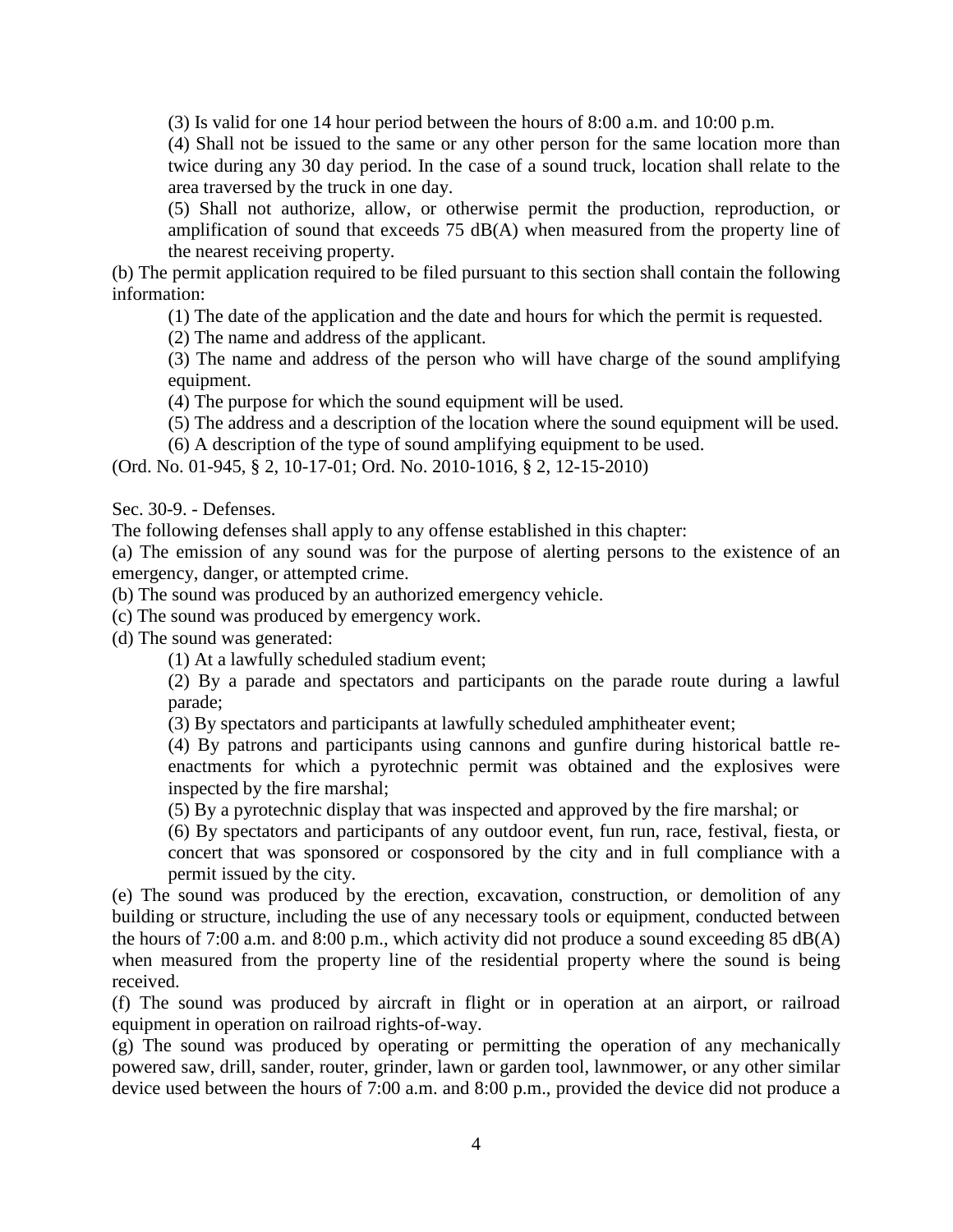(3) Is valid for one 14 hour period between the hours of 8:00 a.m. and 10:00 p.m.

(4) Shall not be issued to the same or any other person for the same location more than twice during any 30 day period. In the case of a sound truck, location shall relate to the area traversed by the truck in one day.

(5) Shall not authorize, allow, or otherwise permit the production, reproduction, or amplification of sound that exceeds 75 dB(A) when measured from the property line of the nearest receiving property.

(b) The permit application required to be filed pursuant to this section shall contain the following information:

(1) The date of the application and the date and hours for which the permit is requested.

(2) The name and address of the applicant.

(3) The name and address of the person who will have charge of the sound amplifying equipment.

(4) The purpose for which the sound equipment will be used.

(5) The address and a description of the location where the sound equipment will be used.

(6) A description of the type of sound amplifying equipment to be used.

(Ord. No. 01-945, § 2, 10-17-01; Ord. No. 2010-1016, § 2, 12-15-2010)

Sec. 30-9. - Defenses.

The following defenses shall apply to any offense established in this chapter:

(a) The emission of any sound was for the purpose of alerting persons to the existence of an emergency, danger, or attempted crime.

(b) The sound was produced by an authorized emergency vehicle.

(c) The sound was produced by emergency work.

(d) The sound was generated:

(1) At a lawfully scheduled stadium event;

(2) By a parade and spectators and participants on the parade route during a lawful parade;

(3) By spectators and participants at lawfully scheduled amphitheater event;

(4) By patrons and participants using cannons and gunfire during historical battle re-enactments for which a pyrotechnic permit was obtained and the explosives were inspected by the fire marshal;

(5) By a pyrotechnic display that was inspected and approved by the fire marshal; or

(6) By spectators and participants of any outdoor event, fun run, race, festival, fiesta, or concert that was sponsored or cosponsored by the city and in full compliance with a permit issued by the city.

(e) The sound was produced by the erection, excavation, construction, or demolition of any building or structure, including the use of any necessary tools or equipment, conducted between the hours of 7:00 a.m. and 8:00 p.m., which activity did not produce a sound exceeding 85 dB(A) when measured from the property line of the residential property where the sound is being received.

(f) The sound was produced by aircraft in flight or in operation at an airport, or railroad equipment in operation on railroad rights-of-way.

(g) The sound was produced by operating or permitting the operation of any mechanically powered saw, drill, sander, router, grinder, lawn or garden tool, lawnmower, or any other similar device used between the hours of 7:00 a.m. and 8:00 p.m., provided the device did not produce a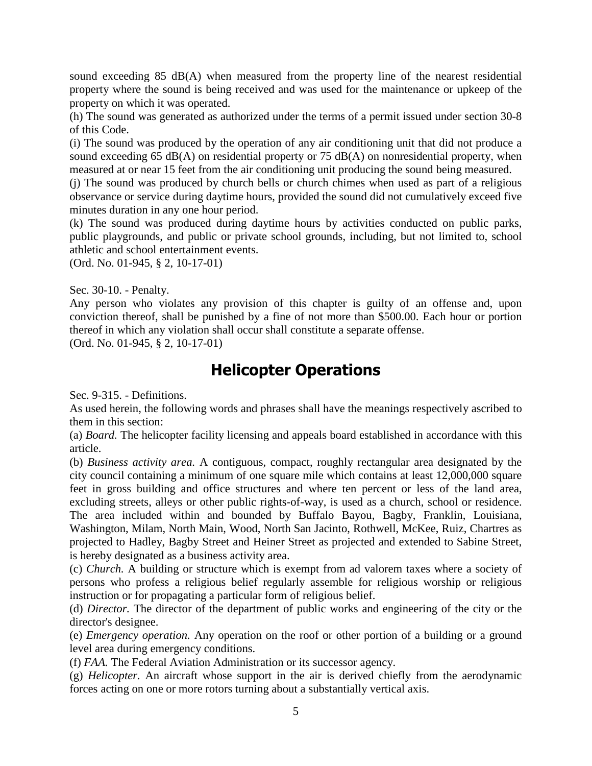sound exceeding 85 dB(A) when measured from the property line of the nearest residential property where the sound is being received and was used for the maintenance or upkeep of the property on which it was operated.

(h) The sound was generated as authorized under the terms of a permit issued under section 30-8 of this Code.

(i) The sound was produced by the operation of any air conditioning unit that did not produce a sound exceeding 65 dB(A) on residential property or 75 dB(A) on nonresidential property, when measured at or near 15 feet from the air conditioning unit producing the sound being measured.

(j) The sound was produced by church bells or church chimes when used as part of a religious observance or service during daytime hours, provided the sound did not cumulatively exceed five minutes duration in any one hour period.

(k) The sound was produced during daytime hours by activities conducted on public parks, public playgrounds, and public or private school grounds, including, but not limited to, school athletic and school entertainment events.

(Ord. No. 01-945, § 2, 10-17-01)

Sec. 30-10. - Penalty.

Any person who violates any provision of this chapter is guilty of an offense and, upon conviction thereof, shall be punished by a fine of not more than $500.00. Each hour or portion thereof in which any violation shall occur shall constitute a separate offense.

(Ord. No. 01-945, § 2, 10-17-01)

# Helicopter Operations

Sec. 9-315. - Definitions.

As used herein, the following words and phrases shall have the meanings respectively ascribed to them in this section:

(a) *Board.* The helicopter facility licensing and appeals board established in accordance with this article.

(b) *Business activity area.* A contiguous, compact, roughly rectangular area designated by the city council containing a minimum of one square mile which contains at least 12,000,000 square feet in gross building and office structures and where ten percent or less of the land area, excluding streets, alleys or other public rights-of-way, is used as a church, school or residence. The area included within and bounded by Buffalo Bayou, Bagby, Franklin, Louisiana, Washington, Milam, North Main, Wood, North San Jacinto, Rothwell, McKee, Ruiz, Chartres as projected to Hadley, Bagby Street and Heiner Street as projected and extended to Sabine Street, is hereby designated as a business activity area.

(c) *Church.* A building or structure which is exempt from ad valorem taxes where a society of persons who profess a religious belief regularly assemble for religious worship or religious instruction or for propagating a particular form of religious belief.

(d) *Director.* The director of the department of public works and engineering of the city or the director's designee.

(e) *Emergency operation.* Any operation on the roof or other portion of a building or a ground level area during emergency conditions.

(f) *FAA.* The Federal Aviation Administration or its successor agency.

(g) *Helicopter.* An aircraft whose support in the air is derived chiefly from the aerodynamic forces acting on one or more rotors turning about a substantially vertical axis.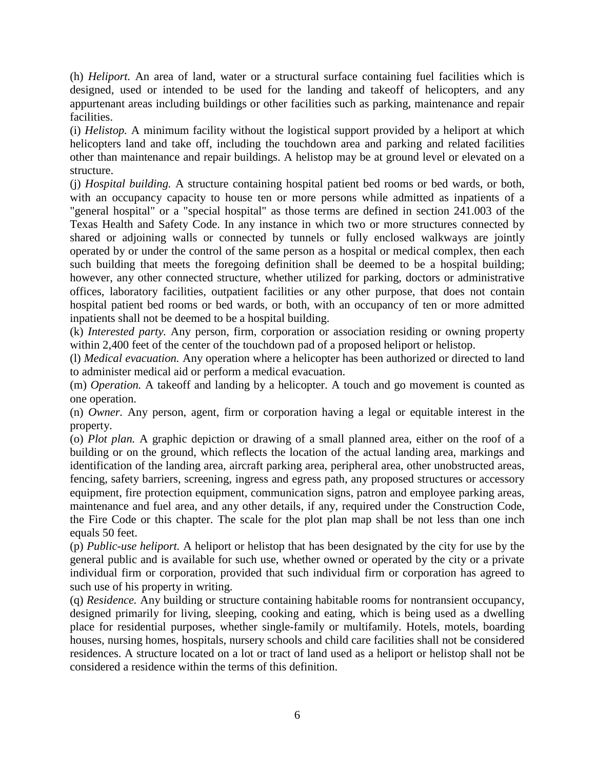(h) *Heliport.* An area of land, water or a structural surface containing fuel facilities which is designed, used or intended to be used for the landing and takeoff of helicopters, and any appurtenant areas including buildings or other facilities such as parking, maintenance and repair facilities.

(i) *Helistop.* A minimum facility without the logistical support provided by a heliport at which helicopters land and take off, including the touchdown area and parking and related facilities other than maintenance and repair buildings. A helistop may be at ground level or elevated on a structure.

(j) *Hospital building.* A structure containing hospital patient bed rooms or bed wards, or both, with an occupancy capacity to house ten or more persons while admitted as inpatients of a "general hospital" or a "special hospital" as those terms are defined in section 241.003 of the Texas Health and Safety Code. In any instance in which two or more structures connected by shared or adjoining walls or connected by tunnels or fully enclosed walkways are jointly operated by or under the control of the same person as a hospital or medical complex, then each such building that meets the foregoing definition shall be deemed to be a hospital building; however, any other connected structure, whether utilized for parking, doctors or administrative offices, laboratory facilities, outpatient facilities or any other purpose, that does not contain hospital patient bed rooms or bed wards, or both, with an occupancy of ten or more admitted inpatients shall not be deemed to be a hospital building.

(k) *Interested party.* Any person, firm, corporation or association residing or owning property within 2,400 feet of the center of the touchdown pad of a proposed heliport or helistop.

(l) *Medical evacuation.* Any operation where a helicopter has been authorized or directed to land to administer medical aid or perform a medical evacuation.

(m) *Operation.* A takeoff and landing by a helicopter. A touch and go movement is counted as one operation.

(n) *Owner.* Any person, agent, firm or corporation having a legal or equitable interest in the property.

(o) *Plot plan.* A graphic depiction or drawing of a small planned area, either on the roof of a building or on the ground, which reflects the location of the actual landing area, markings and identification of the landing area, aircraft parking area, peripheral area, other unobstructed areas, fencing, safety barriers, screening, ingress and egress path, any proposed structures or accessory equipment, fire protection equipment, communication signs, patron and employee parking areas, maintenance and fuel area, and any other details, if any, required under the Construction Code, the Fire Code or this chapter. The scale for the plot plan map shall be not less than one inch equals 50 feet.

(p) *Public-use heliport.* A heliport or helistop that has been designated by the city for use by the general public and is available for such use, whether owned or operated by the city or a private individual firm or corporation, provided that such individual firm or corporation has agreed to such use of his property in writing.

(q) *Residence.* Any building or structure containing habitable rooms for nontransient occupancy, designed primarily for living, sleeping, cooking and eating, which is being used as a dwelling place for residential purposes, whether single-family or multifamily. Hotels, motels, boarding houses, nursing homes, hospitals, nursery schools and child care facilities shall not be considered residences. A structure located on a lot or tract of land used as a heliport or helistop shall not be considered a residence within the terms of this definition.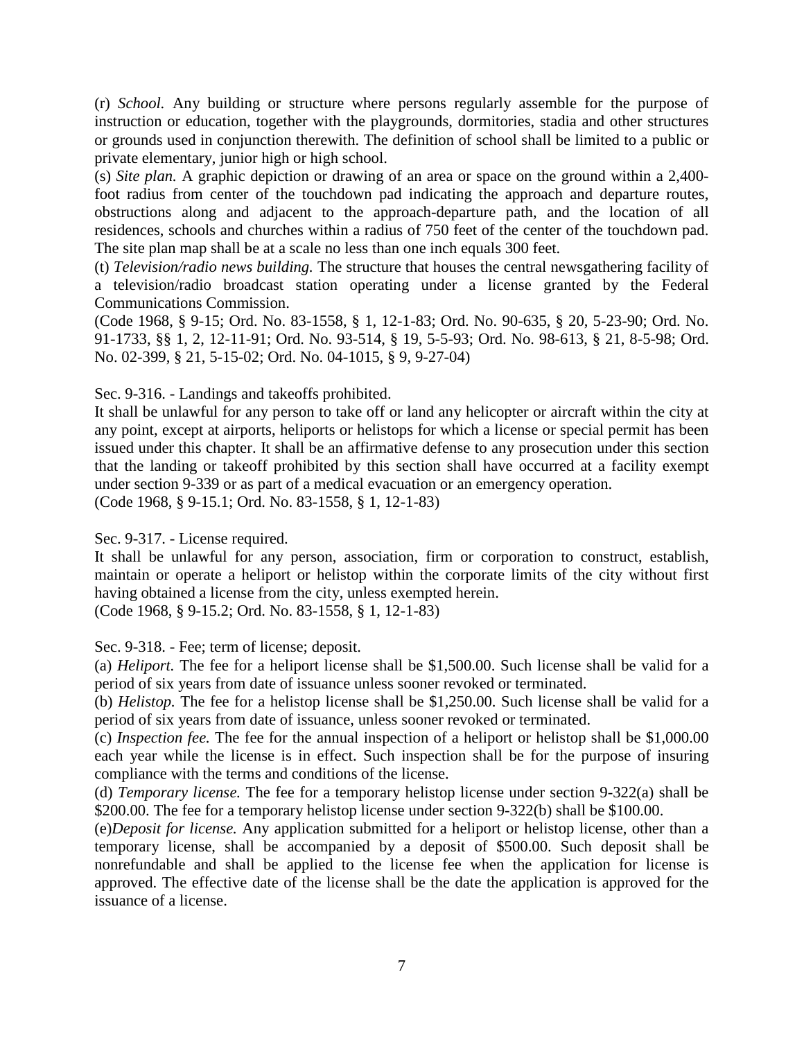(r) *School.* Any building or structure where persons regularly assemble for the purpose of instruction or education, together with the playgrounds, dormitories, stadia and other structures or grounds used in conjunction therewith. The definition of school shall be limited to a public or private elementary, junior high or high school.

(s) *Site plan.* A graphic depiction or drawing of an area or space on the ground within a 2,400-foot radius from center of the touchdown pad indicating the approach and departure routes, obstructions along and adjacent to the approach-departure path, and the location of all residences, schools and churches within a radius of 750 feet of the center of the touchdown pad. The site plan map shall be at a scale no less than one inch equals 300 feet.

(t) *Television/radio news building.* The structure that houses the central newsgathering facility of a television/radio broadcast station operating under a license granted by the Federal Communications Commission.

(Code 1968, § 9-15; Ord. No. 83-1558, § 1, 12-1-83; Ord. No. 90-635, § 20, 5-23-90; Ord. No. 91-1733, §§ 1, 2, 12-11-91; Ord. No. 93-514, § 19, 5-5-93; Ord. No. 98-613, § 21, 8-5-98; Ord. No. 02-399, § 21, 5-15-02; Ord. No. 04-1015, § 9, 9-27-04)

Sec. 9-316. - Landings and takeoffs prohibited.

It shall be unlawful for any person to take off or land any helicopter or aircraft within the city at any point, except at airports, heliports or helistops for which a license or special permit has been issued under this chapter. It shall be an affirmative defense to any prosecution under this section that the landing or takeoff prohibited by this section shall have occurred at a facility exempt under section 9-339 or as part of a medical evacuation or an emergency operation.

(Code 1968, § 9-15.1; Ord. No. 83-1558, § 1, 12-1-83)

Sec. 9-317. - License required.

It shall be unlawful for any person, association, firm or corporation to construct, establish, maintain or operate a heliport or helistop within the corporate limits of the city without first having obtained a license from the city, unless exempted herein.

(Code 1968, § 9-15.2; Ord. No. 83-1558, § 1, 12-1-83)

Sec. 9-318. - Fee; term of license; deposit.

(a) *Heliport.* The fee for a heliport license shall be $1,500.00. Such license shall be valid for a period of six years from date of issuance unless sooner revoked or terminated.

(b) *Helistop.* The fee for a helistop license shall be $1,250.00. Such license shall be valid for a period of six years from date of issuance, unless sooner revoked or terminated.

(c) *Inspection fee.* The fee for the annual inspection of a heliport or helistop shall be $1,000.00 each year while the license is in effect. Such inspection shall be for the purpose of insuring compliance with the terms and conditions of the license.

(d) *Temporary license.* The fee for a temporary helistop license under section 9-322(a) shall be $200.00. The fee for a temporary helistop license under section 9-322(b) shall be $100.00.

(e)*Deposit for license.* Any application submitted for a heliport or helistop license, other than a temporary license, shall be accompanied by a deposit of $500.00. Such deposit shall be nonrefundable and shall be applied to the license fee when the application for license is approved. The effective date of the license shall be the date the application is approved for the issuance of a license.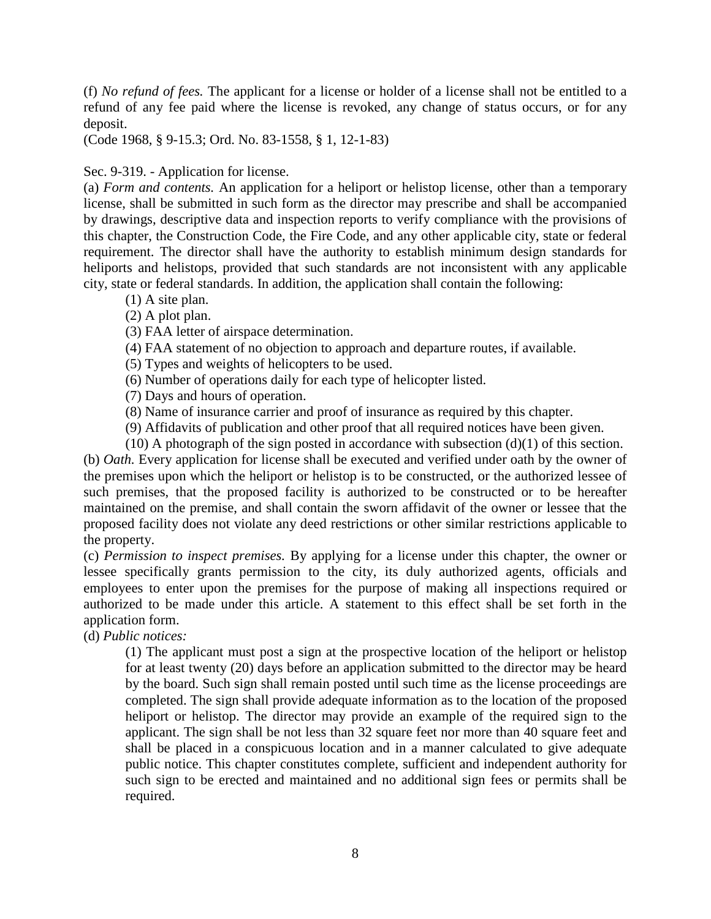(f) *No refund of fees.* The applicant for a license or holder of a license shall not be entitled to a refund of any fee paid where the license is revoked, any change of status occurs, or for any deposit.

(Code 1968, § 9-15.3; Ord. No. 83-1558, § 1, 12-1-83)

Sec. 9-319. - Application for license.

(a) *Form and contents.* An application for a heliport or helistop license, other than a temporary license, shall be submitted in such form as the director may prescribe and shall be accompanied by drawings, descriptive data and inspection reports to verify compliance with the provisions of this chapter, the Construction Code, the Fire Code, and any other applicable city, state or federal requirement. The director shall have the authority to establish minimum design standards for heliports and helistops, provided that such standards are not inconsistent with any applicable city, state or federal standards. In addition, the application shall contain the following:

(1) A site plan.

(2) A plot plan.

(3) FAA letter of airspace determination.

(4) FAA statement of no objection to approach and departure routes, if available.

(5) Types and weights of helicopters to be used.

(6) Number of operations daily for each type of helicopter listed.

(7) Days and hours of operation.

(8) Name of insurance carrier and proof of insurance as required by this chapter.

(9) Affidavits of publication and other proof that all required notices have been given.

(10) A photograph of the sign posted in accordance with subsection (d)(1) of this section.

(b) *Oath.* Every application for license shall be executed and verified under oath by the owner of the premises upon which the heliport or helistop is to be constructed, or the authorized lessee of such premises, that the proposed facility is authorized to be constructed or to be hereafter maintained on the premise, and shall contain the sworn affidavit of the owner or lessee that the proposed facility does not violate any deed restrictions or other similar restrictions applicable to the property.

(c) *Permission to inspect premises.* By applying for a license under this chapter, the owner or lessee specifically grants permission to the city, its duly authorized agents, officials and employees to enter upon the premises for the purpose of making all inspections required or authorized to be made under this article. A statement to this effect shall be set forth in the application form.

(d) *Public notices:*

(1) The applicant must post a sign at the prospective location of the heliport or helistop for at least twenty (20) days before an application submitted to the director may be heard by the board. Such sign shall remain posted until such time as the license proceedings are completed. The sign shall provide adequate information as to the location of the proposed heliport or helistop. The director may provide an example of the required sign to the applicant. The sign shall be not less than 32 square feet nor more than 40 square feet and shall be placed in a conspicuous location and in a manner calculated to give adequate public notice. This chapter constitutes complete, sufficient and independent authority for such sign to be erected and maintained and no additional sign fees or permits shall be required.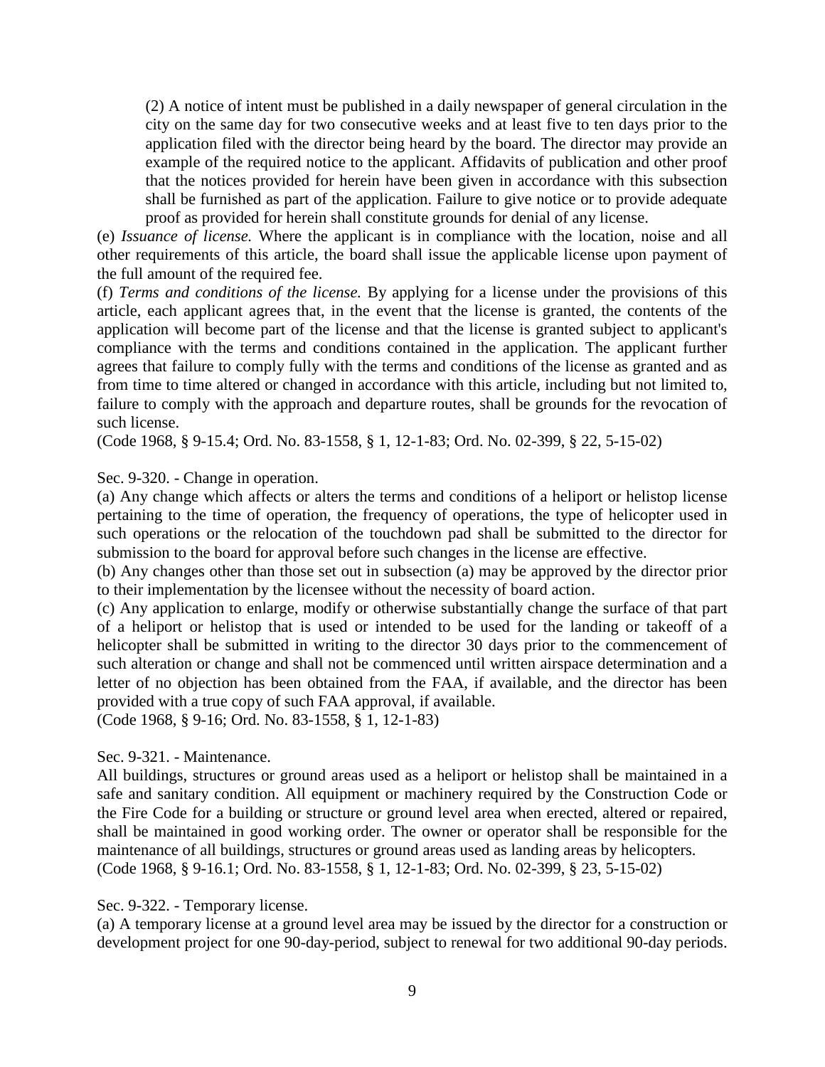(2) A notice of intent must be published in a daily newspaper of general circulation in the city on the same day for two consecutive weeks and at least five to ten days prior to the application filed with the director being heard by the board. The director may provide an example of the required notice to the applicant. Affidavits of publication and other proof that the notices provided for herein have been given in accordance with this subsection shall be furnished as part of the application. Failure to give notice or to provide adequate proof as provided for herein shall constitute grounds for denial of any license.

(e) *Issuance of license.* Where the applicant is in compliance with the location, noise and all other requirements of this article, the board shall issue the applicable license upon payment of the full amount of the required fee.

(f) *Terms and conditions of the license.* By applying for a license under the provisions of this article, each applicant agrees that, in the event that the license is granted, the contents of the application will become part of the license and that the license is granted subject to applicant's compliance with the terms and conditions contained in the application. The applicant further agrees that failure to comply fully with the terms and conditions of the license as granted and as from time to time altered or changed in accordance with this article, including but not limited to, failure to comply with the approach and departure routes, shall be grounds for the revocation of such license.

(Code 1968, § 9-15.4; Ord. No. 83-1558, § 1, 12-1-83; Ord. No. 02-399, § 22, 5-15-02)

Sec. 9-320. - Change in operation.

(a) Any change which affects or alters the terms and conditions of a heliport or helistop license pertaining to the time of operation, the frequency of operations, the type of helicopter used in such operations or the relocation of the touchdown pad shall be submitted to the director for submission to the board for approval before such changes in the license are effective.

(b) Any changes other than those set out in subsection (a) may be approved by the director prior to their implementation by the licensee without the necessity of board action.

(c) Any application to enlarge, modify or otherwise substantially change the surface of that part of a heliport or helistop that is used or intended to be used for the landing or takeoff of a helicopter shall be submitted in writing to the director 30 days prior to the commencement of such alteration or change and shall not be commenced until written airspace determination and a letter of no objection has been obtained from the FAA, if available, and the director has been provided with a true copy of such FAA approval, if available.

(Code 1968, § 9-16; Ord. No. 83-1558, § 1, 12-1-83)

Sec. 9-321. - Maintenance.

All buildings, structures or ground areas used as a heliport or helistop shall be maintained in a safe and sanitary condition. All equipment or machinery required by the Construction Code or the Fire Code for a building or structure or ground level area when erected, altered or repaired, shall be maintained in good working order. The owner or operator shall be responsible for the maintenance of all buildings, structures or ground areas used as landing areas by helicopters.

(Code 1968, § 9-16.1; Ord. No. 83-1558, § 1, 12-1-83; Ord. No. 02-399, § 23, 5-15-02)

Sec. 9-322. - Temporary license.

(a) A temporary license at a ground level area may be issued by the director for a construction or development project for one 90-day-period, subject to renewal for two additional 90-day periods.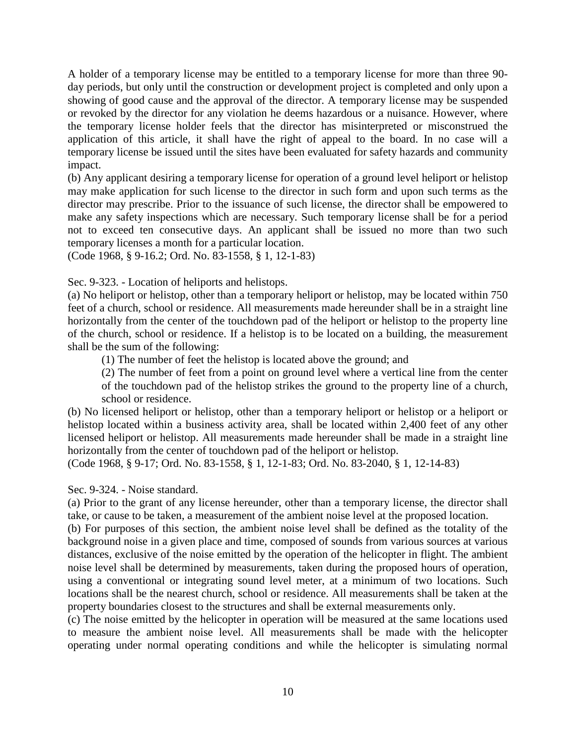A holder of a temporary license may be entitled to a temporary license for more than three 90-day periods, but only until the construction or development project is completed and only upon a showing of good cause and the approval of the director. A temporary license may be suspended or revoked by the director for any violation he deems hazardous or a nuisance. However, where the temporary license holder feels that the director has misinterpreted or misconstrued the application of this article, it shall have the right of appeal to the board. In no case will a temporary license be issued until the sites have been evaluated for safety hazards and community impact.

(b) Any applicant desiring a temporary license for operation of a ground level heliport or helistop may make application for such license to the director in such form and upon such terms as the director may prescribe. Prior to the issuance of such license, the director shall be empowered to make any safety inspections which are necessary. Such temporary license shall be for a period not to exceed ten consecutive days. An applicant shall be issued no more than two such temporary licenses a month for a particular location.

(Code 1968, § 9-16.2; Ord. No. 83-1558, § 1, 12-1-83)

Sec. 9-323. - Location of heliports and helistops.

(a) No heliport or helistop, other than a temporary heliport or helistop, may be located within 750 feet of a church, school or residence. All measurements made hereunder shall be in a straight line horizontally from the center of the touchdown pad of the heliport or helistop to the property line of the church, school or residence. If a helistop is to be located on a building, the measurement shall be the sum of the following:

(1) The number of feet the helistop is located above the ground; and

(2) The number of feet from a point on ground level where a vertical line from the center of the touchdown pad of the helistop strikes the ground to the property line of a church, school or residence.

(b) No licensed heliport or helistop, other than a temporary heliport or helistop or a heliport or helistop located within a business activity area, shall be located within 2,400 feet of any other licensed heliport or helistop. All measurements made hereunder shall be made in a straight line horizontally from the center of touchdown pad of the heliport or helistop.

(Code 1968, § 9-17; Ord. No. 83-1558, § 1, 12-1-83; Ord. No. 83-2040, § 1, 12-14-83)

Sec. 9-324. - Noise standard.

(a) Prior to the grant of any license hereunder, other than a temporary license, the director shall take, or cause to be taken, a measurement of the ambient noise level at the proposed location.

(b) For purposes of this section, the ambient noise level shall be defined as the totality of the background noise in a given place and time, composed of sounds from various sources at various distances, exclusive of the noise emitted by the operation of the helicopter in flight. The ambient noise level shall be determined by measurements, taken during the proposed hours of operation, using a conventional or integrating sound level meter, at a minimum of two locations. Such locations shall be the nearest church, school or residence. All measurements shall be taken at the property boundaries closest to the structures and shall be external measurements only.

(c) The noise emitted by the helicopter in operation will be measured at the same locations used to measure the ambient noise level. All measurements shall be made with the helicopter operating under normal operating conditions and while the helicopter is simulating normal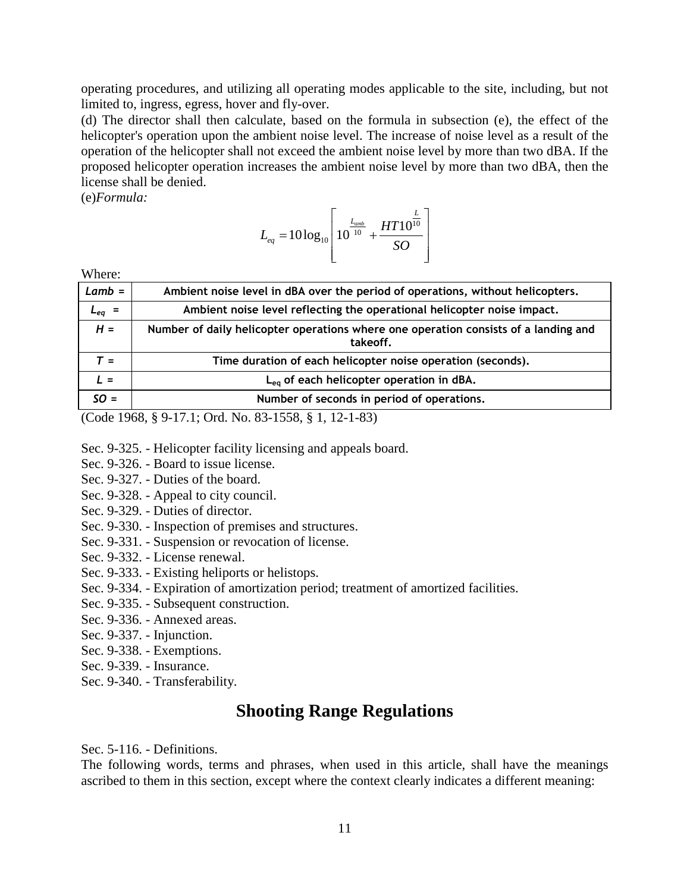operating procedures, and utilizing all operating modes applicable to the site, including, but not limited to, ingress, egress, hover and fly-over.

(d) The director shall then calculate, based on the formula in subsection (e), the effect of the helicopter's operation upon the ambient noise level. The increase of noise level as a result of the operation of the helicopter shall not exceed the ambient noise level by more than two dBA. If the proposed helicopter operation increases the ambient noise level by more than two dBA, then the license shall be denied.

(e)*Formula:*

$$L_{eq} = 10\log_{10}\left[10^{\frac{L_{amb}}{10}} + \frac{HT10^{\frac{L}{10}}}{SO}\right]$$

Where:

| | |
|---|---|
| *Lamb* = | Ambient noise level in dBA over the period of operations, without helicopters. |
| $L_{eq}$ = | Ambient noise level reflecting the operational helicopter noise impact. |
| *H* = | Number of daily helicopter operations where one operation consists of a landing and takeoff. |
| *T* = | Time duration of each helicopter noise operation (seconds). |
| *L* = | $L_{eq}$ of each helicopter operation in dBA. |
| *SO* = | Number of seconds in period of operations. |

(Code 1968, § 9-17.1; Ord. No. 83-1558, § 1, 12-1-83)

Sec. 9-325. - Helicopter facility licensing and appeals board.
Sec. 9-326. - Board to issue license.
Sec. 9-327. - Duties of the board.
Sec. 9-328. - Appeal to city council.
Sec. 9-329. - Duties of director.
Sec. 9-330. - Inspection of premises and structures.
Sec. 9-331. - Suspension or revocation of license.
Sec. 9-332. - License renewal.
Sec. 9-333. - Existing heliports or helistops.
Sec. 9-334. - Expiration of amortization period; treatment of amortized facilities.
Sec. 9-335. - Subsequent construction.
Sec. 9-336. - Annexed areas.
Sec. 9-337. - Injunction.
Sec. 9-338. - Exemptions.
Sec. 9-339. - Insurance.
Sec. 9-340. - Transferability.

## Shooting Range Regulations

Sec. 5-116. - Definitions.

The following words, terms and phrases, when used in this article, shall have the meanings ascribed to them in this section, except where the context clearly indicates a different meaning: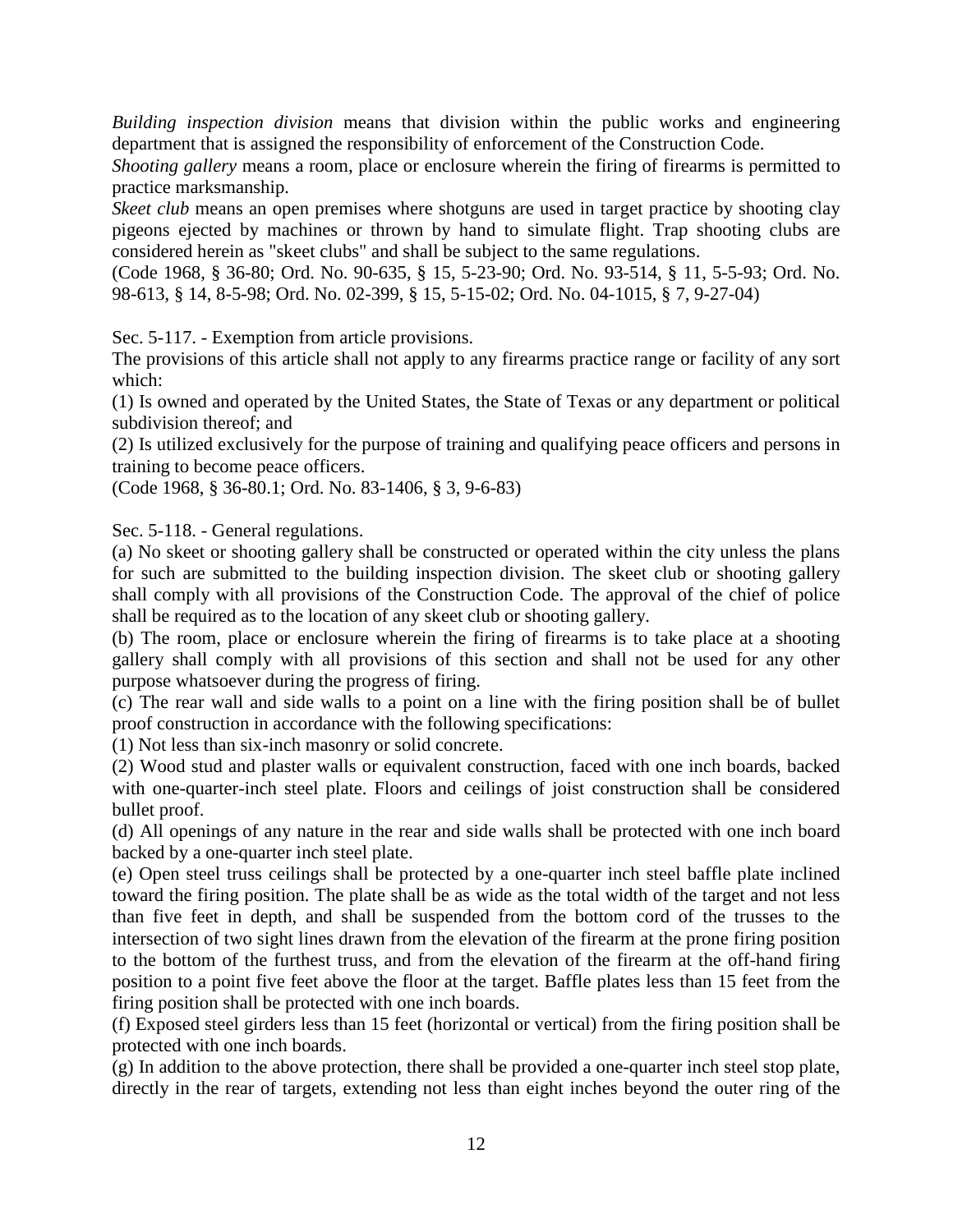*Building inspection division* means that division within the public works and engineering department that is assigned the responsibility of enforcement of the Construction Code.

*Shooting gallery* means a room, place or enclosure wherein the firing of firearms is permitted to practice marksmanship.

*Skeet club* means an open premises where shotguns are used in target practice by shooting clay pigeons ejected by machines or thrown by hand to simulate flight. Trap shooting clubs are considered herein as "skeet clubs" and shall be subject to the same regulations.

(Code 1968, § 36-80; Ord. No. 90-635, § 15, 5-23-90; Ord. No. 93-514, § 11, 5-5-93; Ord. No. 98-613, § 14, 8-5-98; Ord. No. 02-399, § 15, 5-15-02; Ord. No. 04-1015, § 7, 9-27-04)

Sec. 5-117. - Exemption from article provisions.

The provisions of this article shall not apply to any firearms practice range or facility of any sort which:

(1) Is owned and operated by the United States, the State of Texas or any department or political subdivision thereof; and

(2) Is utilized exclusively for the purpose of training and qualifying peace officers and persons in training to become peace officers.

(Code 1968, § 36-80.1; Ord. No. 83-1406, § 3, 9-6-83)

Sec. 5-118. - General regulations.

(a) No skeet or shooting gallery shall be constructed or operated within the city unless the plans for such are submitted to the building inspection division. The skeet club or shooting gallery shall comply with all provisions of the Construction Code. The approval of the chief of police shall be required as to the location of any skeet club or shooting gallery.

(b) The room, place or enclosure wherein the firing of firearms is to take place at a shooting gallery shall comply with all provisions of this section and shall not be used for any other purpose whatsoever during the progress of firing.

(c) The rear wall and side walls to a point on a line with the firing position shall be of bullet proof construction in accordance with the following specifications:

(1) Not less than six-inch masonry or solid concrete.

(2) Wood stud and plaster walls or equivalent construction, faced with one inch boards, backed with one-quarter-inch steel plate. Floors and ceilings of joist construction shall be considered bullet proof.

(d) All openings of any nature in the rear and side walls shall be protected with one inch board backed by a one-quarter inch steel plate.

(e) Open steel truss ceilings shall be protected by a one-quarter inch steel baffle plate inclined toward the firing position. The plate shall be as wide as the total width of the target and not less than five feet in depth, and shall be suspended from the bottom cord of the trusses to the intersection of two sight lines drawn from the elevation of the firearm at the prone firing position to the bottom of the furthest truss, and from the elevation of the firearm at the off-hand firing position to a point five feet above the floor at the target. Baffle plates less than 15 feet from the firing position shall be protected with one inch boards.

(f) Exposed steel girders less than 15 feet (horizontal or vertical) from the firing position shall be protected with one inch boards.

(g) In addition to the above protection, there shall be provided a one-quarter inch steel stop plate, directly in the rear of targets, extending not less than eight inches beyond the outer ring of the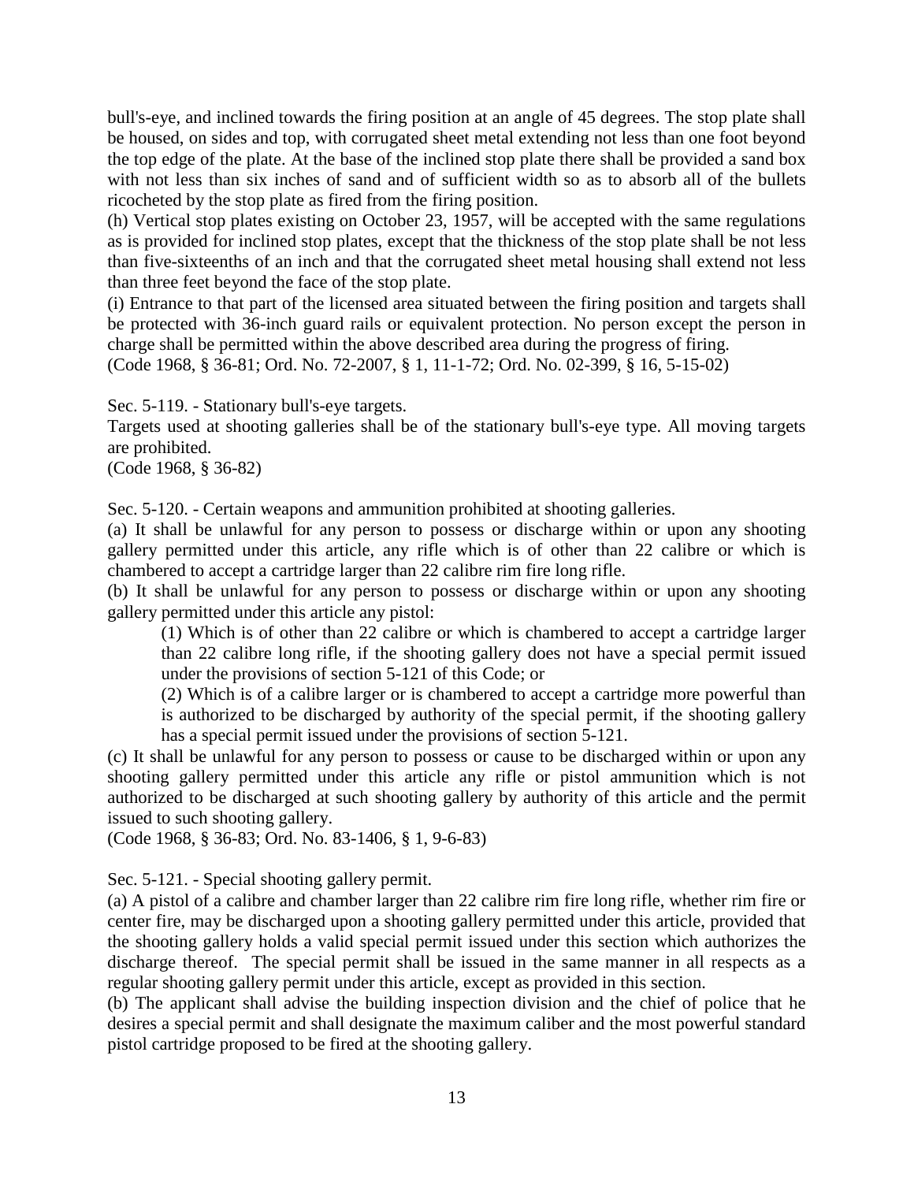bull's-eye, and inclined towards the firing position at an angle of 45 degrees. The stop plate shall be housed, on sides and top, with corrugated sheet metal extending not less than one foot beyond the top edge of the plate. At the base of the inclined stop plate there shall be provided a sand box with not less than six inches of sand and of sufficient width so as to absorb all of the bullets ricocheted by the stop plate as fired from the firing position.

(h) Vertical stop plates existing on October 23, 1957, will be accepted with the same regulations as is provided for inclined stop plates, except that the thickness of the stop plate shall be not less than five-sixteenths of an inch and that the corrugated sheet metal housing shall extend not less than three feet beyond the face of the stop plate.

(i) Entrance to that part of the licensed area situated between the firing position and targets shall be protected with 36-inch guard rails or equivalent protection. No person except the person in charge shall be permitted within the above described area during the progress of firing.

(Code 1968, § 36-81; Ord. No. 72-2007, § 1, 11-1-72; Ord. No. 02-399, § 16, 5-15-02)

Sec. 5-119. - Stationary bull's-eye targets.

Targets used at shooting galleries shall be of the stationary bull's-eye type. All moving targets are prohibited.

(Code 1968, § 36-82)

Sec. 5-120. - Certain weapons and ammunition prohibited at shooting galleries.

(a) It shall be unlawful for any person to possess or discharge within or upon any shooting gallery permitted under this article, any rifle which is of other than 22 calibre or which is chambered to accept a cartridge larger than 22 calibre rim fire long rifle.

(b) It shall be unlawful for any person to possess or discharge within or upon any shooting gallery permitted under this article any pistol:

(1) Which is of other than 22 calibre or which is chambered to accept a cartridge larger than 22 calibre long rifle, if the shooting gallery does not have a special permit issued under the provisions of section 5-121 of this Code; or

(2) Which is of a calibre larger or is chambered to accept a cartridge more powerful than is authorized to be discharged by authority of the special permit, if the shooting gallery has a special permit issued under the provisions of section 5-121.

(c) It shall be unlawful for any person to possess or cause to be discharged within or upon any shooting gallery permitted under this article any rifle or pistol ammunition which is not authorized to be discharged at such shooting gallery by authority of this article and the permit issued to such shooting gallery.

(Code 1968, § 36-83; Ord. No. 83-1406, § 1, 9-6-83)

Sec. 5-121. - Special shooting gallery permit.

(a) A pistol of a calibre and chamber larger than 22 calibre rim fire long rifle, whether rim fire or center fire, may be discharged upon a shooting gallery permitted under this article, provided that the shooting gallery holds a valid special permit issued under this section which authorizes the discharge thereof. The special permit shall be issued in the same manner in all respects as a regular shooting gallery permit under this article, except as provided in this section.

(b) The applicant shall advise the building inspection division and the chief of police that he desires a special permit and shall designate the maximum caliber and the most powerful standard pistol cartridge proposed to be fired at the shooting gallery.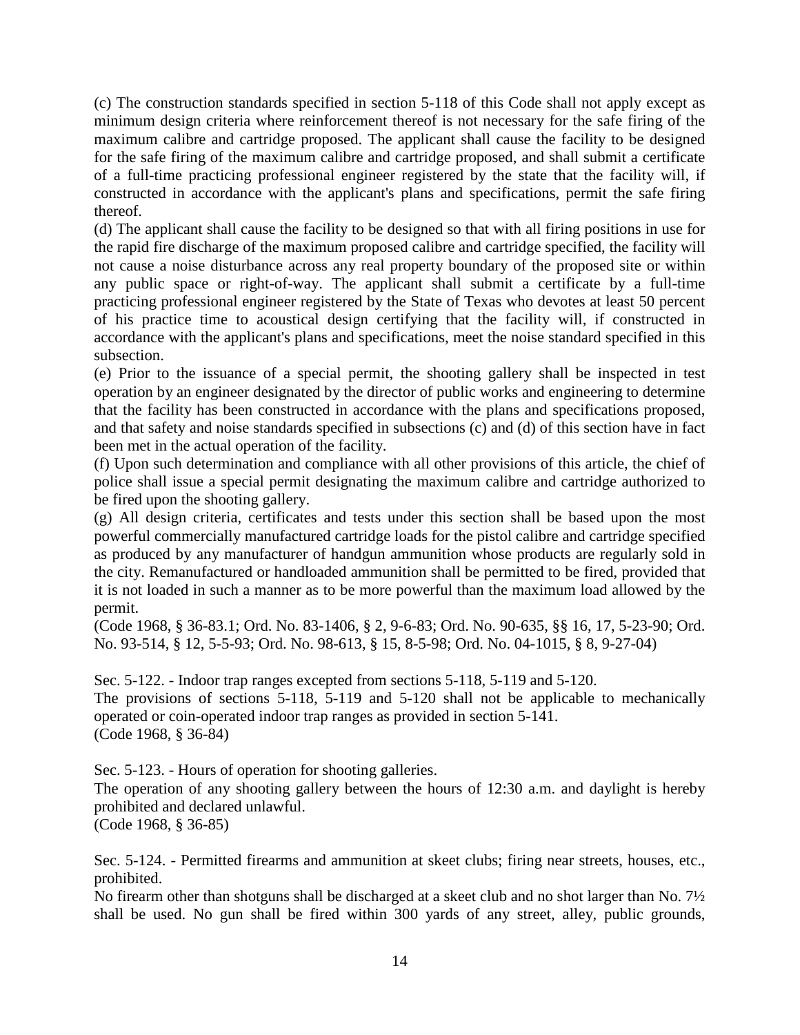(c) The construction standards specified in section 5-118 of this Code shall not apply except as minimum design criteria where reinforcement thereof is not necessary for the safe firing of the maximum calibre and cartridge proposed. The applicant shall cause the facility to be designed for the safe firing of the maximum calibre and cartridge proposed, and shall submit a certificate of a full-time practicing professional engineer registered by the state that the facility will, if constructed in accordance with the applicant's plans and specifications, permit the safe firing thereof.

(d) The applicant shall cause the facility to be designed so that with all firing positions in use for the rapid fire discharge of the maximum proposed calibre and cartridge specified, the facility will not cause a noise disturbance across any real property boundary of the proposed site or within any public space or right-of-way. The applicant shall submit a certificate by a full-time practicing professional engineer registered by the State of Texas who devotes at least 50 percent of his practice time to acoustical design certifying that the facility will, if constructed in accordance with the applicant's plans and specifications, meet the noise standard specified in this subsection.

(e) Prior to the issuance of a special permit, the shooting gallery shall be inspected in test operation by an engineer designated by the director of public works and engineering to determine that the facility has been constructed in accordance with the plans and specifications proposed, and that safety and noise standards specified in subsections (c) and (d) of this section have in fact been met in the actual operation of the facility.

(f) Upon such determination and compliance with all other provisions of this article, the chief of police shall issue a special permit designating the maximum calibre and cartridge authorized to be fired upon the shooting gallery.

(g) All design criteria, certificates and tests under this section shall be based upon the most powerful commercially manufactured cartridge loads for the pistol calibre and cartridge specified as produced by any manufacturer of handgun ammunition whose products are regularly sold in the city. Remanufactured or handloaded ammunition shall be permitted to be fired, provided that it is not loaded in such a manner as to be more powerful than the maximum load allowed by the permit.

(Code 1968, § 36-83.1; Ord. No. 83-1406, § 2, 9-6-83; Ord. No. 90-635, §§ 16, 17, 5-23-90; Ord. No. 93-514, § 12, 5-5-93; Ord. No. 98-613, § 15, 8-5-98; Ord. No. 04-1015, § 8, 9-27-04)

Sec. 5-122. - Indoor trap ranges excepted from sections 5-118, 5-119 and 5-120.

The provisions of sections 5-118, 5-119 and 5-120 shall not be applicable to mechanically operated or coin-operated indoor trap ranges as provided in section 5-141.

(Code 1968, § 36-84)

Sec. 5-123. - Hours of operation for shooting galleries.

The operation of any shooting gallery between the hours of 12:30 a.m. and daylight is hereby prohibited and declared unlawful.

(Code 1968, § 36-85)

Sec. 5-124. - Permitted firearms and ammunition at skeet clubs; firing near streets, houses, etc., prohibited.

No firearm other than shotguns shall be discharged at a skeet club and no shot larger than No. 7½ shall be used. No gun shall be fired within 300 yards of any street, alley, public grounds,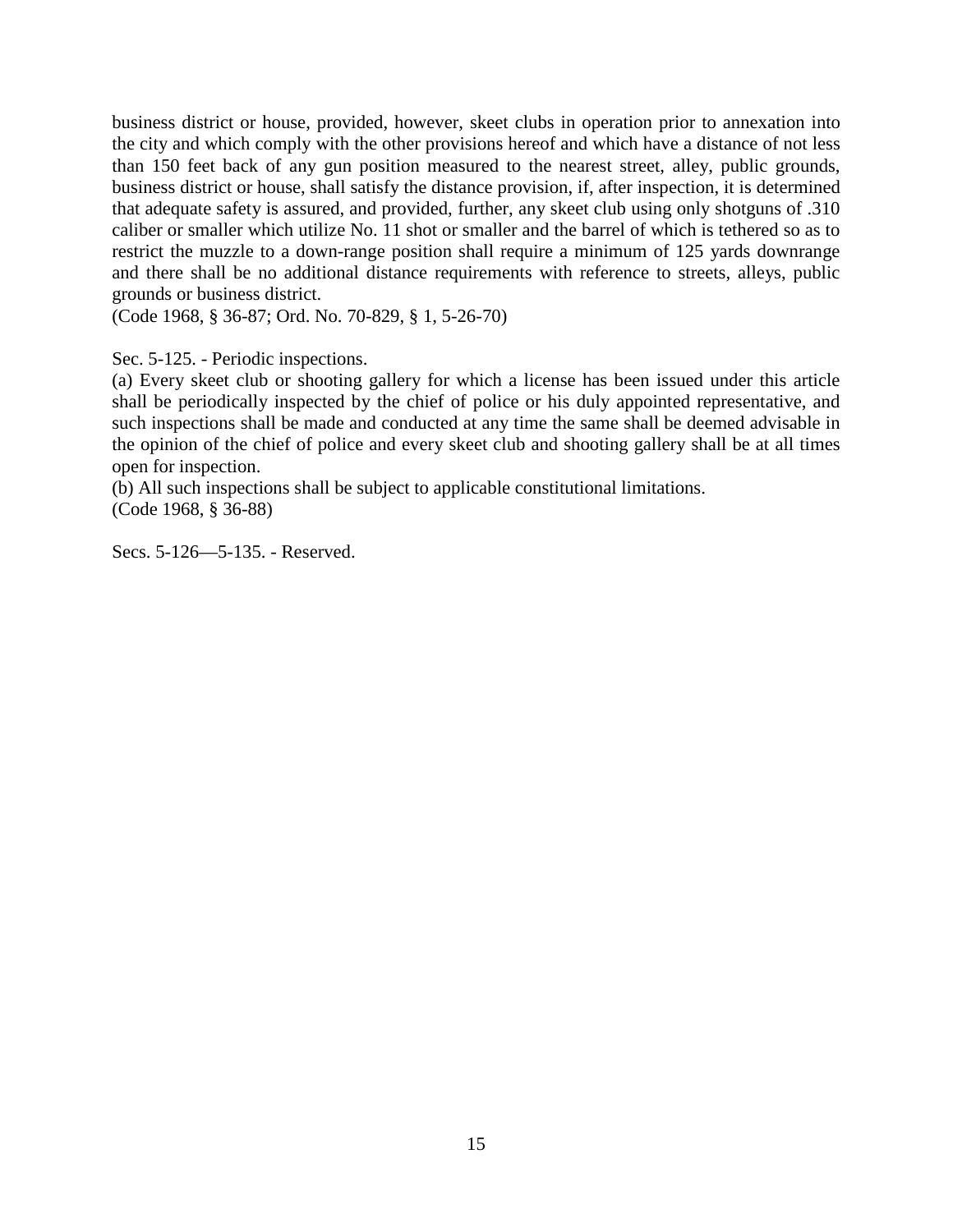business district or house, provided, however, skeet clubs in operation prior to annexation into the city and which comply with the other provisions hereof and which have a distance of not less than 150 feet back of any gun position measured to the nearest street, alley, public grounds, business district or house, shall satisfy the distance provision, if, after inspection, it is determined that adequate safety is assured, and provided, further, any skeet club using only shotguns of .310 caliber or smaller which utilize No. 11 shot or smaller and the barrel of which is tethered so as to restrict the muzzle to a down-range position shall require a minimum of 125 yards downrange and there shall be no additional distance requirements with reference to streets, alleys, public grounds or business district.
(Code 1968, § 36-87; Ord. No. 70-829, § 1, 5-26-70)

Sec. 5-125. - Periodic inspections.

(a) Every skeet club or shooting gallery for which a license has been issued under this article shall be periodically inspected by the chief of police or his duly appointed representative, and such inspections shall be made and conducted at any time the same shall be deemed advisable in the opinion of the chief of police and every skeet club and shooting gallery shall be at all times open for inspection.

(b) All such inspections shall be subject to applicable constitutional limitations.
(Code 1968, § 36-88)

Secs. 5-126—5-135. - Reserved.